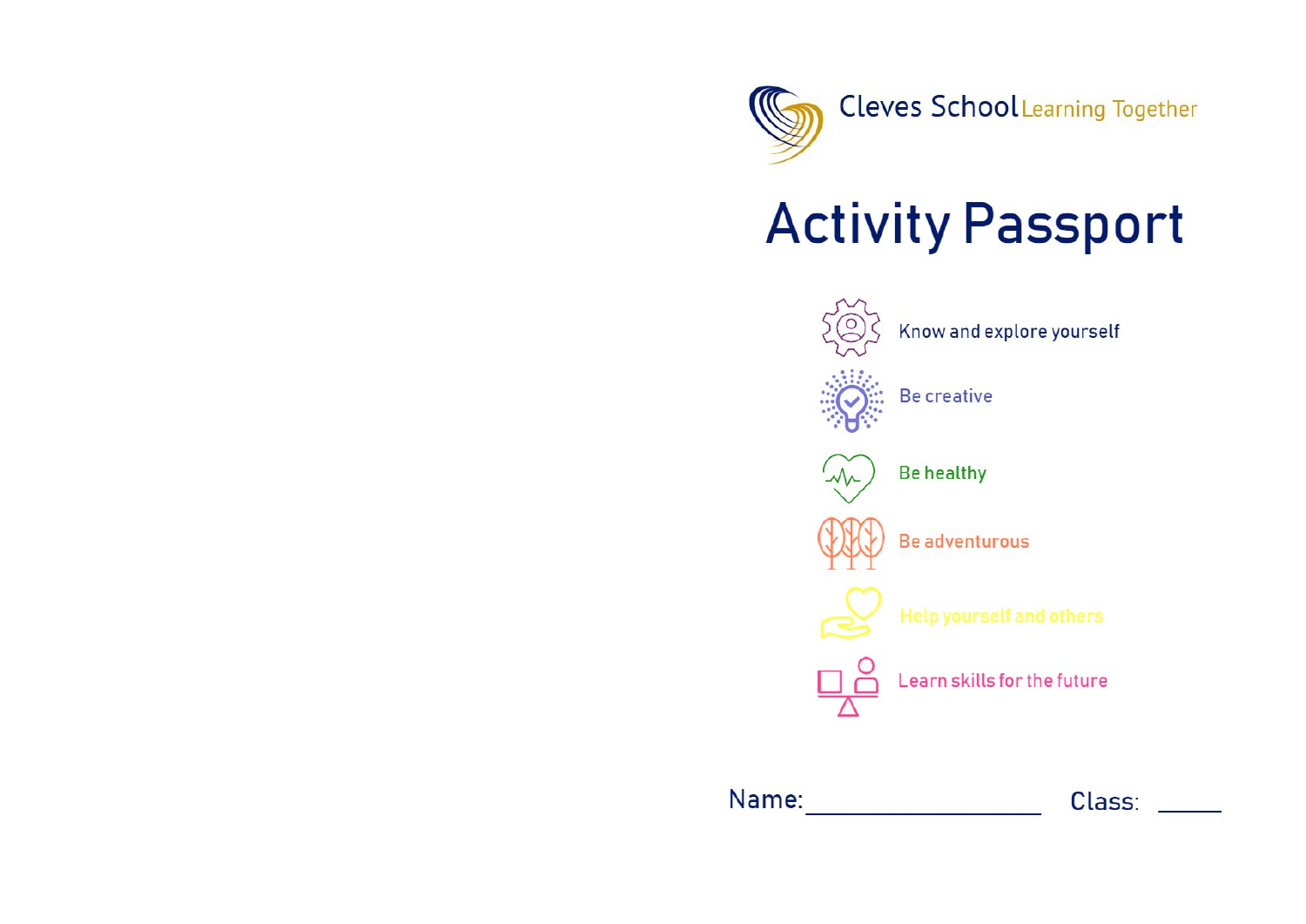Cleves School Learning Together

# Activity Passport

- Know and explore yourself
- Be creative
- Be healthy
- Be adventurous
- Help yourself and others
- Learn skills for the future

Name: ____________________ Class: _____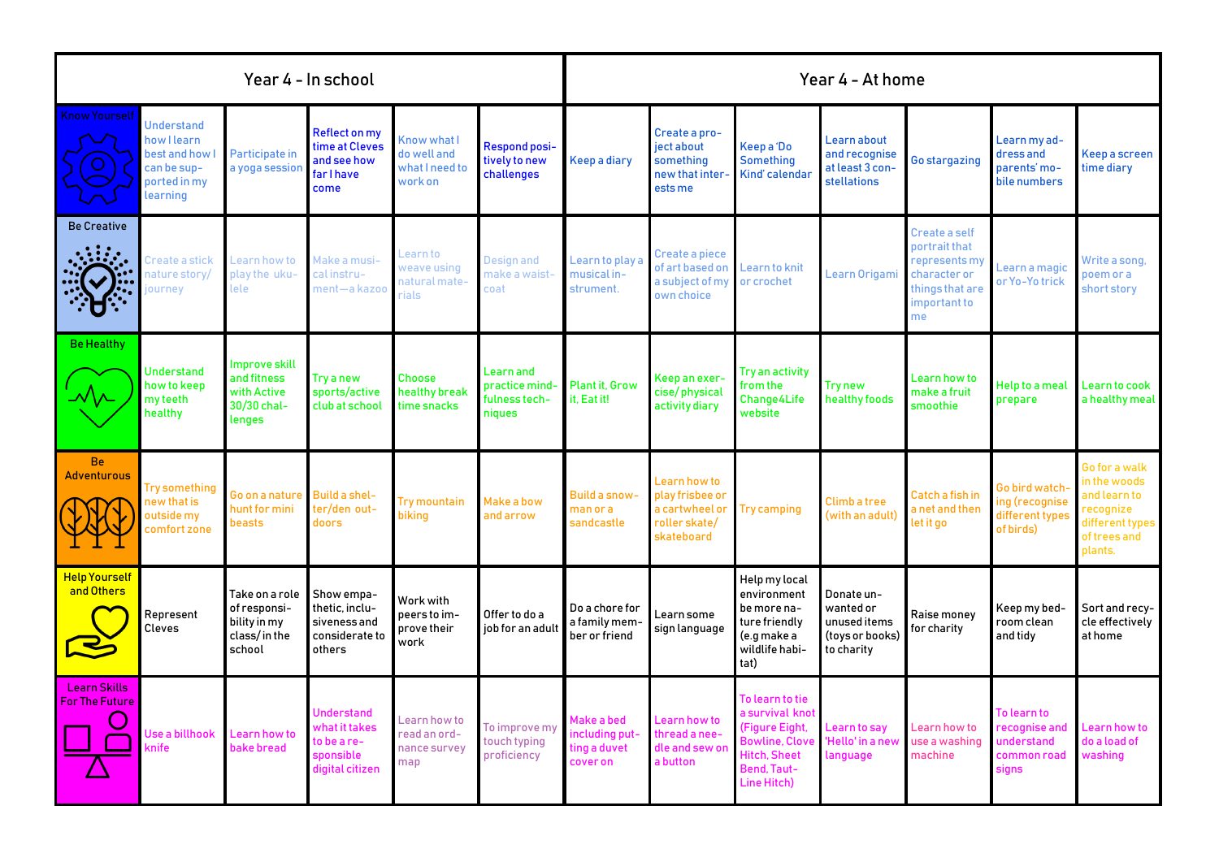| | Year 4 - In school | | | | | Year 4 - At home | | | | | | |
|---|---|---|---|---|---|---|---|---|---|---|---|---|
| Know Yourself | Understand how I learn best and how I can be supported in my learning | Participate in a yoga session | Reflect on my time at Cleves and see how far I have come | Know what I do well and what I need to work on | Respond positively to new challenges | Keep a diary | Create a project about something new that interests me | Keep a 'Do Something Kind' calendar | Learn about and recognise at least 3 constellations | Go stargazing | Learn my address and parents' mobile numbers | Keep a screen time diary |
| Be Creative | Create a stick nature story/journey | Learn how to play the ukulele | Make a musical instrument—a kazoo | Learn to weave using natural materials | Design and make a waistcoat | Learn to play a musical instrument. | Create a piece of art based on a subject of my own choice | Learn to knit or crochet | Learn Origami | Create a self portrait that represents my character or things that are important to me | Learn a magic or Yo-Yo trick | Write a song, poem or a short story |
| Be Healthy | Understand how to keep my teeth healthy | Improve skill and fitness with Active 30/30 challenges | Try a new sports/active club at school | Choose healthy break time snacks | Learn and practice mindfulness techniques | Plant it, Grow it, Eat it! | Keep an exercise/ physical activity diary | Try an activity from the Change4Life website | Try new healthy foods | Learn how to make a fruit smoothie | Help to a meal prepare | Learn to cook a healthy meal |
| Be Adventurous | Try something new that is outside my comfort zone | Go on a nature hunt for mini beasts | Build a shelter/den outdoors | Try mountain biking | Make a bow and arrow | Build a snowman or a sandcastle | Learn how to play frisbee or a cartwheel or roller skate/ skateboard | Try camping | Climb a tree (with an adult) | Catch a fish in a net and then let it go | Go bird watching (recognise different types of birds) | Go for a walk in the woods and learn to recognize different types of trees and plants. |
| Help Yourself and Others | Represent Cleves | Take on a role of responsibility in my class/ in the school | Show empathetic, inclusiveness and considerate to others | Work with peers to improve their work | Offer to do a job for an adult | Do a chore for a family member or friend | Learn some sign language | Help my local environment be more nature friendly (e.g make a wildlife habitat) | Donate unwanted or unused items (toys or books) to charity | Raise money for charity | Keep my bedroom clean and tidy | Sort and recycle effectively at home |
| Learn Skills For The Future | Use a billhook knife | Learn how to bake bread | Understand what it takes to be a responsible digital citizen | Learn how to read an ordnance survey map | To improve my touch typing proficiency | Make a bed including putting a duvet cover on | Learn how to thread a needle and sew on a button | To learn to tie a survival knot (Figure Eight, Bowline, Clove Hitch, Sheet Bend, Taut-Line Hitch) | Learn to say 'Hello' in a new language | Learn how to use a washing machine | To learn to recognise and understand common road signs | Learn how to do a load of washing |